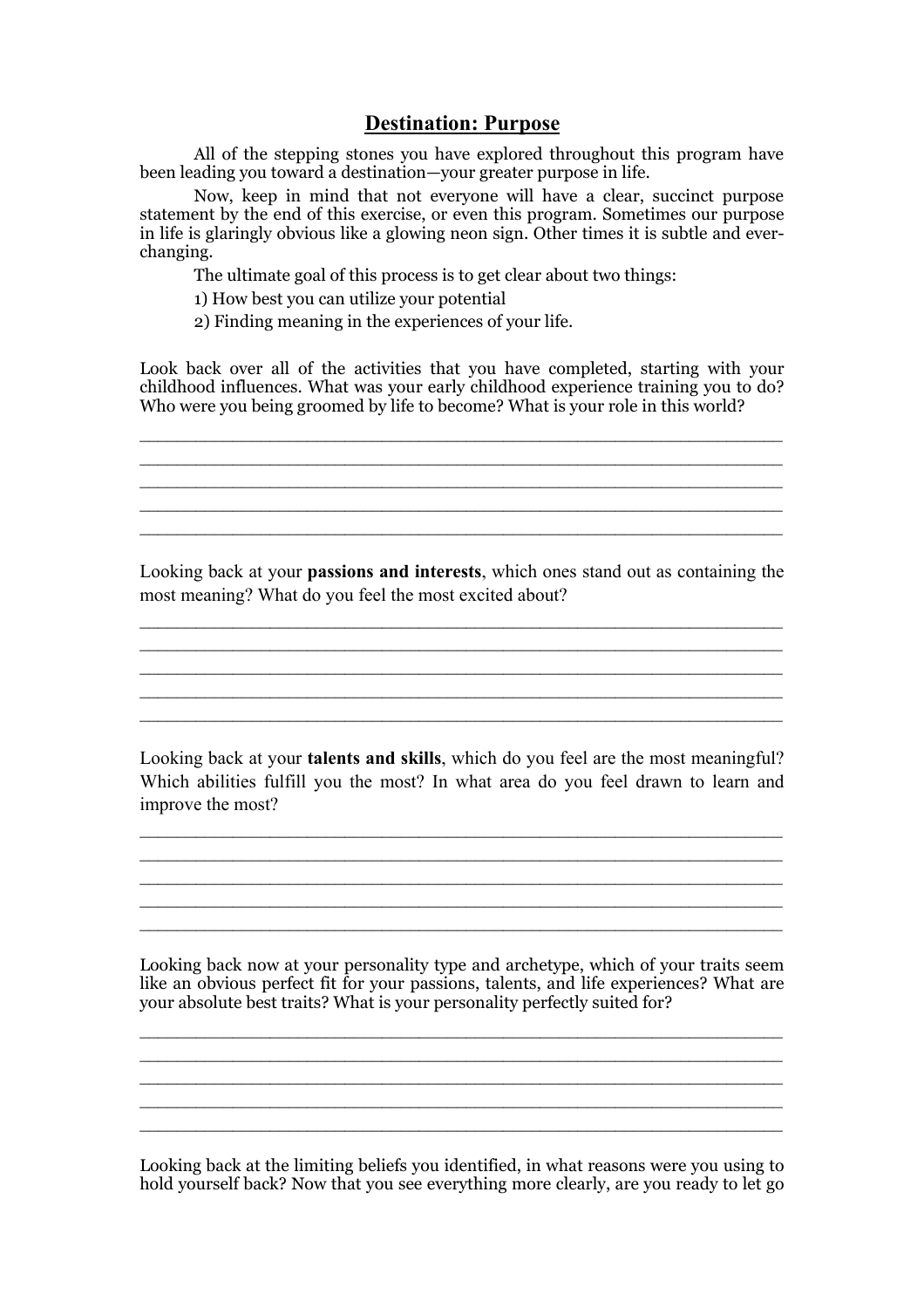## Destination: Purpose

All of the stepping stones you have explored throughout this program have been leading you toward a destination—your greater purpose in life.

Now, keep in mind that not everyone will have a clear, succinct purpose statement by the end of this exercise, or even this program. Sometimes our purpose in life is glaringly obvious like a glowing neon sign. Other times it is subtle and ever-changing.

The ultimate goal of this process is to get clear about two things:

1) How best you can utilize your potential

2) Finding meaning in the experiences of your life.

Look back over all of the activities that you have completed, starting with your childhood influences. What was your early childhood experience training you to do? Who were you being groomed by life to become? What is your role in this world?

\_\_\_\_\_\_\_\_\_\_\_\_\_\_\_\_\_\_\_\_\_\_\_\_\_\_\_\_\_\_\_\_\_\_\_\_\_\_\_\_\_\_\_\_\_\_\_\_\_\_\_\_\_\_\_\_\_\_\_\_\_\_
\_\_\_\_\_\_\_\_\_\_\_\_\_\_\_\_\_\_\_\_\_\_\_\_\_\_\_\_\_\_\_\_\_\_\_\_\_\_\_\_\_\_\_\_\_\_\_\_\_\_\_\_\_\_\_\_\_\_\_\_\_\_
\_\_\_\_\_\_\_\_\_\_\_\_\_\_\_\_\_\_\_\_\_\_\_\_\_\_\_\_\_\_\_\_\_\_\_\_\_\_\_\_\_\_\_\_\_\_\_\_\_\_\_\_\_\_\_\_\_\_\_\_\_\_
\_\_\_\_\_\_\_\_\_\_\_\_\_\_\_\_\_\_\_\_\_\_\_\_\_\_\_\_\_\_\_\_\_\_\_\_\_\_\_\_\_\_\_\_\_\_\_\_\_\_\_\_\_\_\_\_\_\_\_\_\_\_
\_\_\_\_\_\_\_\_\_\_\_\_\_\_\_\_\_\_\_\_\_\_\_\_\_\_\_\_\_\_\_\_\_\_\_\_\_\_\_\_\_\_\_\_\_\_\_\_\_\_\_\_\_\_\_\_\_\_\_\_\_\_

Looking back at your **passions and interests**, which ones stand out as containing the most meaning? What do you feel the most excited about?

\_\_\_\_\_\_\_\_\_\_\_\_\_\_\_\_\_\_\_\_\_\_\_\_\_\_\_\_\_\_\_\_\_\_\_\_\_\_\_\_\_\_\_\_\_\_\_\_\_\_\_\_\_\_\_\_\_\_\_\_\_\_
\_\_\_\_\_\_\_\_\_\_\_\_\_\_\_\_\_\_\_\_\_\_\_\_\_\_\_\_\_\_\_\_\_\_\_\_\_\_\_\_\_\_\_\_\_\_\_\_\_\_\_\_\_\_\_\_\_\_\_\_\_\_
\_\_\_\_\_\_\_\_\_\_\_\_\_\_\_\_\_\_\_\_\_\_\_\_\_\_\_\_\_\_\_\_\_\_\_\_\_\_\_\_\_\_\_\_\_\_\_\_\_\_\_\_\_\_\_\_\_\_\_\_\_\_
\_\_\_\_\_\_\_\_\_\_\_\_\_\_\_\_\_\_\_\_\_\_\_\_\_\_\_\_\_\_\_\_\_\_\_\_\_\_\_\_\_\_\_\_\_\_\_\_\_\_\_\_\_\_\_\_\_\_\_\_\_\_
\_\_\_\_\_\_\_\_\_\_\_\_\_\_\_\_\_\_\_\_\_\_\_\_\_\_\_\_\_\_\_\_\_\_\_\_\_\_\_\_\_\_\_\_\_\_\_\_\_\_\_\_\_\_\_\_\_\_\_\_\_\_

Looking back at your **talents and skills**, which do you feel are the most meaningful? Which abilities fulfill you the most? In what area do you feel drawn to learn and improve the most?

\_\_\_\_\_\_\_\_\_\_\_\_\_\_\_\_\_\_\_\_\_\_\_\_\_\_\_\_\_\_\_\_\_\_\_\_\_\_\_\_\_\_\_\_\_\_\_\_\_\_\_\_\_\_\_\_\_\_\_\_\_\_
\_\_\_\_\_\_\_\_\_\_\_\_\_\_\_\_\_\_\_\_\_\_\_\_\_\_\_\_\_\_\_\_\_\_\_\_\_\_\_\_\_\_\_\_\_\_\_\_\_\_\_\_\_\_\_\_\_\_\_\_\_\_
\_\_\_\_\_\_\_\_\_\_\_\_\_\_\_\_\_\_\_\_\_\_\_\_\_\_\_\_\_\_\_\_\_\_\_\_\_\_\_\_\_\_\_\_\_\_\_\_\_\_\_\_\_\_\_\_\_\_\_\_\_\_
\_\_\_\_\_\_\_\_\_\_\_\_\_\_\_\_\_\_\_\_\_\_\_\_\_\_\_\_\_\_\_\_\_\_\_\_\_\_\_\_\_\_\_\_\_\_\_\_\_\_\_\_\_\_\_\_\_\_\_\_\_\_
\_\_\_\_\_\_\_\_\_\_\_\_\_\_\_\_\_\_\_\_\_\_\_\_\_\_\_\_\_\_\_\_\_\_\_\_\_\_\_\_\_\_\_\_\_\_\_\_\_\_\_\_\_\_\_\_\_\_\_\_\_\_

Looking back now at your personality type and archetype, which of your traits seem like an obvious perfect fit for your passions, talents, and life experiences? What are your absolute best traits? What is your personality perfectly suited for?

\_\_\_\_\_\_\_\_\_\_\_\_\_\_\_\_\_\_\_\_\_\_\_\_\_\_\_\_\_\_\_\_\_\_\_\_\_\_\_\_\_\_\_\_\_\_\_\_\_\_\_\_\_\_\_\_\_\_\_\_\_\_
\_\_\_\_\_\_\_\_\_\_\_\_\_\_\_\_\_\_\_\_\_\_\_\_\_\_\_\_\_\_\_\_\_\_\_\_\_\_\_\_\_\_\_\_\_\_\_\_\_\_\_\_\_\_\_\_\_\_\_\_\_\_
\_\_\_\_\_\_\_\_\_\_\_\_\_\_\_\_\_\_\_\_\_\_\_\_\_\_\_\_\_\_\_\_\_\_\_\_\_\_\_\_\_\_\_\_\_\_\_\_\_\_\_\_\_\_\_\_\_\_\_\_\_\_
\_\_\_\_\_\_\_\_\_\_\_\_\_\_\_\_\_\_\_\_\_\_\_\_\_\_\_\_\_\_\_\_\_\_\_\_\_\_\_\_\_\_\_\_\_\_\_\_\_\_\_\_\_\_\_\_\_\_\_\_\_\_
\_\_\_\_\_\_\_\_\_\_\_\_\_\_\_\_\_\_\_\_\_\_\_\_\_\_\_\_\_\_\_\_\_\_\_\_\_\_\_\_\_\_\_\_\_\_\_\_\_\_\_\_\_\_\_\_\_\_\_\_\_\_

Looking back at the limiting beliefs you identified, in what reasons were you using to hold yourself back? Now that you see everything more clearly, are you ready to let go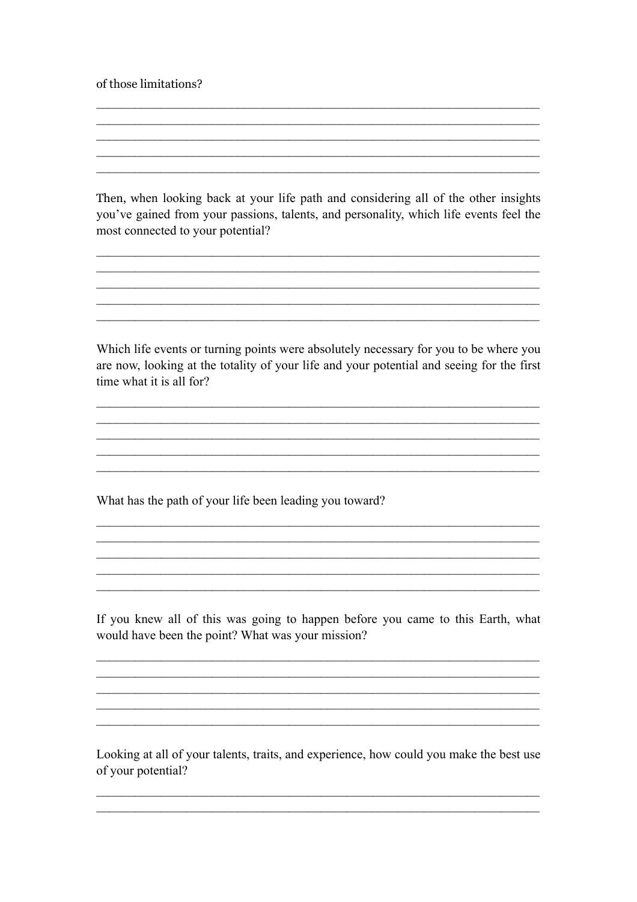of those limitations?

\_\_\_\_\_\_\_\_\_\_\_\_\_\_\_\_\_\_\_\_\_\_\_\_\_\_\_\_\_\_\_\_\_\_\_\_\_\_\_\_\_\_\_\_\_\_\_\_\_\_\_\_\_\_\_\_\_\_\_\_\_\_\_\_\_\_
\_\_\_\_\_\_\_\_\_\_\_\_\_\_\_\_\_\_\_\_\_\_\_\_\_\_\_\_\_\_\_\_\_\_\_\_\_\_\_\_\_\_\_\_\_\_\_\_\_\_\_\_\_\_\_\_\_\_\_\_\_\_\_\_\_\_
\_\_\_\_\_\_\_\_\_\_\_\_\_\_\_\_\_\_\_\_\_\_\_\_\_\_\_\_\_\_\_\_\_\_\_\_\_\_\_\_\_\_\_\_\_\_\_\_\_\_\_\_\_\_\_\_\_\_\_\_\_\_\_\_\_\_
\_\_\_\_\_\_\_\_\_\_\_\_\_\_\_\_\_\_\_\_\_\_\_\_\_\_\_\_\_\_\_\_\_\_\_\_\_\_\_\_\_\_\_\_\_\_\_\_\_\_\_\_\_\_\_\_\_\_\_\_\_\_\_\_\_\_
\_\_\_\_\_\_\_\_\_\_\_\_\_\_\_\_\_\_\_\_\_\_\_\_\_\_\_\_\_\_\_\_\_\_\_\_\_\_\_\_\_\_\_\_\_\_\_\_\_\_\_\_\_\_\_\_\_\_\_\_\_\_\_\_\_\_

Then, when looking back at your life path and considering all of the other insights you've gained from your passions, talents, and personality, which life events feel the most connected to your potential?

\_\_\_\_\_\_\_\_\_\_\_\_\_\_\_\_\_\_\_\_\_\_\_\_\_\_\_\_\_\_\_\_\_\_\_\_\_\_\_\_\_\_\_\_\_\_\_\_\_\_\_\_\_\_\_\_\_\_\_\_\_\_\_\_\_\_
\_\_\_\_\_\_\_\_\_\_\_\_\_\_\_\_\_\_\_\_\_\_\_\_\_\_\_\_\_\_\_\_\_\_\_\_\_\_\_\_\_\_\_\_\_\_\_\_\_\_\_\_\_\_\_\_\_\_\_\_\_\_\_\_\_\_
\_\_\_\_\_\_\_\_\_\_\_\_\_\_\_\_\_\_\_\_\_\_\_\_\_\_\_\_\_\_\_\_\_\_\_\_\_\_\_\_\_\_\_\_\_\_\_\_\_\_\_\_\_\_\_\_\_\_\_\_\_\_\_\_\_\_
\_\_\_\_\_\_\_\_\_\_\_\_\_\_\_\_\_\_\_\_\_\_\_\_\_\_\_\_\_\_\_\_\_\_\_\_\_\_\_\_\_\_\_\_\_\_\_\_\_\_\_\_\_\_\_\_\_\_\_\_\_\_\_\_\_\_
\_\_\_\_\_\_\_\_\_\_\_\_\_\_\_\_\_\_\_\_\_\_\_\_\_\_\_\_\_\_\_\_\_\_\_\_\_\_\_\_\_\_\_\_\_\_\_\_\_\_\_\_\_\_\_\_\_\_\_\_\_\_\_\_\_\_

Which life events or turning points were absolutely necessary for you to be where you are now, looking at the totality of your life and your potential and seeing for the first time what it is all for?

\_\_\_\_\_\_\_\_\_\_\_\_\_\_\_\_\_\_\_\_\_\_\_\_\_\_\_\_\_\_\_\_\_\_\_\_\_\_\_\_\_\_\_\_\_\_\_\_\_\_\_\_\_\_\_\_\_\_\_\_\_\_\_\_\_\_
\_\_\_\_\_\_\_\_\_\_\_\_\_\_\_\_\_\_\_\_\_\_\_\_\_\_\_\_\_\_\_\_\_\_\_\_\_\_\_\_\_\_\_\_\_\_\_\_\_\_\_\_\_\_\_\_\_\_\_\_\_\_\_\_\_\_
\_\_\_\_\_\_\_\_\_\_\_\_\_\_\_\_\_\_\_\_\_\_\_\_\_\_\_\_\_\_\_\_\_\_\_\_\_\_\_\_\_\_\_\_\_\_\_\_\_\_\_\_\_\_\_\_\_\_\_\_\_\_\_\_\_\_
\_\_\_\_\_\_\_\_\_\_\_\_\_\_\_\_\_\_\_\_\_\_\_\_\_\_\_\_\_\_\_\_\_\_\_\_\_\_\_\_\_\_\_\_\_\_\_\_\_\_\_\_\_\_\_\_\_\_\_\_\_\_\_\_\_\_
\_\_\_\_\_\_\_\_\_\_\_\_\_\_\_\_\_\_\_\_\_\_\_\_\_\_\_\_\_\_\_\_\_\_\_\_\_\_\_\_\_\_\_\_\_\_\_\_\_\_\_\_\_\_\_\_\_\_\_\_\_\_\_\_\_\_

What has the path of your life been leading you toward?

\_\_\_\_\_\_\_\_\_\_\_\_\_\_\_\_\_\_\_\_\_\_\_\_\_\_\_\_\_\_\_\_\_\_\_\_\_\_\_\_\_\_\_\_\_\_\_\_\_\_\_\_\_\_\_\_\_\_\_\_\_\_\_\_\_\_
\_\_\_\_\_\_\_\_\_\_\_\_\_\_\_\_\_\_\_\_\_\_\_\_\_\_\_\_\_\_\_\_\_\_\_\_\_\_\_\_\_\_\_\_\_\_\_\_\_\_\_\_\_\_\_\_\_\_\_\_\_\_\_\_\_\_
\_\_\_\_\_\_\_\_\_\_\_\_\_\_\_\_\_\_\_\_\_\_\_\_\_\_\_\_\_\_\_\_\_\_\_\_\_\_\_\_\_\_\_\_\_\_\_\_\_\_\_\_\_\_\_\_\_\_\_\_\_\_\_\_\_\_
\_\_\_\_\_\_\_\_\_\_\_\_\_\_\_\_\_\_\_\_\_\_\_\_\_\_\_\_\_\_\_\_\_\_\_\_\_\_\_\_\_\_\_\_\_\_\_\_\_\_\_\_\_\_\_\_\_\_\_\_\_\_\_\_\_\_
\_\_\_\_\_\_\_\_\_\_\_\_\_\_\_\_\_\_\_\_\_\_\_\_\_\_\_\_\_\_\_\_\_\_\_\_\_\_\_\_\_\_\_\_\_\_\_\_\_\_\_\_\_\_\_\_\_\_\_\_\_\_\_\_\_\_

If you knew all of this was going to happen before you came to this Earth, what would have been the point? What was your mission?

\_\_\_\_\_\_\_\_\_\_\_\_\_\_\_\_\_\_\_\_\_\_\_\_\_\_\_\_\_\_\_\_\_\_\_\_\_\_\_\_\_\_\_\_\_\_\_\_\_\_\_\_\_\_\_\_\_\_\_\_\_\_\_\_\_\_
\_\_\_\_\_\_\_\_\_\_\_\_\_\_\_\_\_\_\_\_\_\_\_\_\_\_\_\_\_\_\_\_\_\_\_\_\_\_\_\_\_\_\_\_\_\_\_\_\_\_\_\_\_\_\_\_\_\_\_\_\_\_\_\_\_\_
\_\_\_\_\_\_\_\_\_\_\_\_\_\_\_\_\_\_\_\_\_\_\_\_\_\_\_\_\_\_\_\_\_\_\_\_\_\_\_\_\_\_\_\_\_\_\_\_\_\_\_\_\_\_\_\_\_\_\_\_\_\_\_\_\_\_
\_\_\_\_\_\_\_\_\_\_\_\_\_\_\_\_\_\_\_\_\_\_\_\_\_\_\_\_\_\_\_\_\_\_\_\_\_\_\_\_\_\_\_\_\_\_\_\_\_\_\_\_\_\_\_\_\_\_\_\_\_\_\_\_\_\_
\_\_\_\_\_\_\_\_\_\_\_\_\_\_\_\_\_\_\_\_\_\_\_\_\_\_\_\_\_\_\_\_\_\_\_\_\_\_\_\_\_\_\_\_\_\_\_\_\_\_\_\_\_\_\_\_\_\_\_\_\_\_\_\_\_\_

Looking at all of your talents, traits, and experience, how could you make the best use of your potential?

\_\_\_\_\_\_\_\_\_\_\_\_\_\_\_\_\_\_\_\_\_\_\_\_\_\_\_\_\_\_\_\_\_\_\_\_\_\_\_\_\_\_\_\_\_\_\_\_\_\_\_\_\_\_\_\_\_\_\_\_\_\_\_\_\_\_
\_\_\_\_\_\_\_\_\_\_\_\_\_\_\_\_\_\_\_\_\_\_\_\_\_\_\_\_\_\_\_\_\_\_\_\_\_\_\_\_\_\_\_\_\_\_\_\_\_\_\_\_\_\_\_\_\_\_\_\_\_\_\_\_\_\_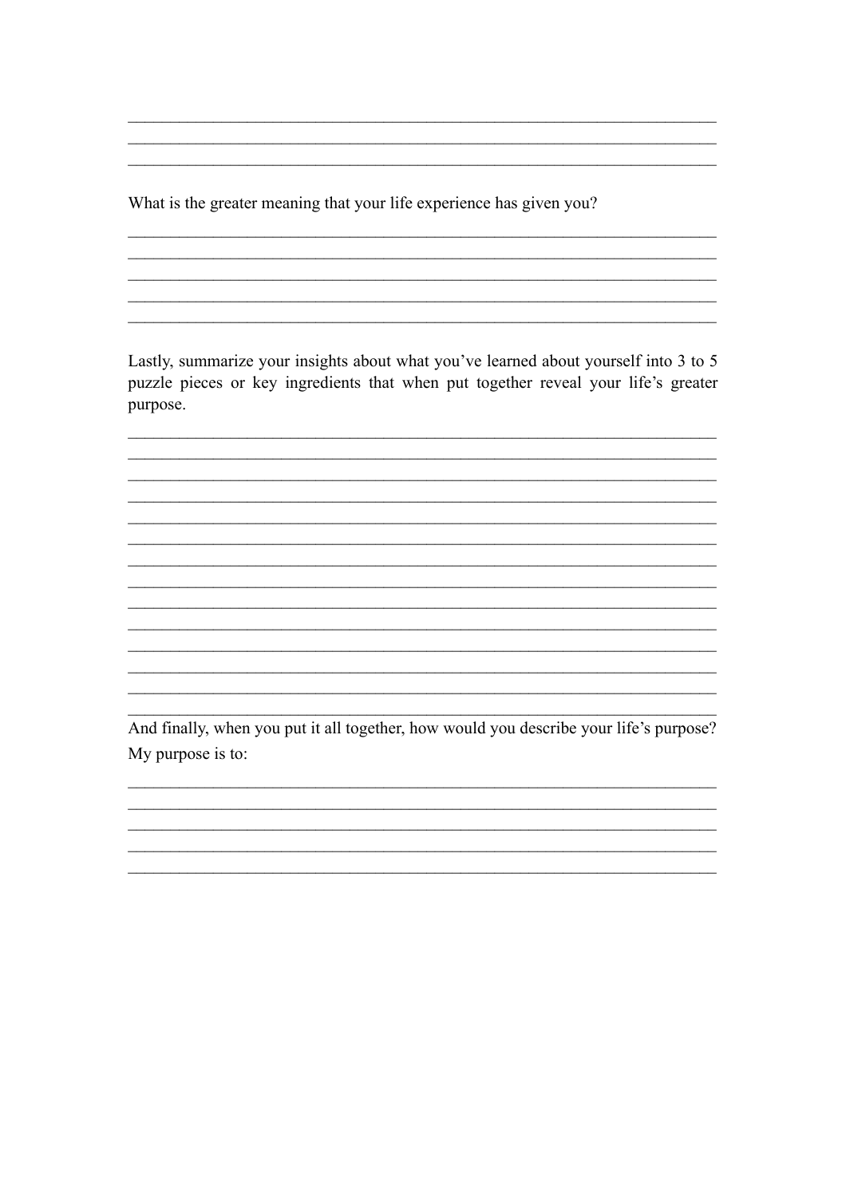______________________________________________________________________
______________________________________________________________________
______________________________________________________________________

What is the greater meaning that your life experience has given you?

______________________________________________________________________
______________________________________________________________________
______________________________________________________________________
______________________________________________________________________
______________________________________________________________________

Lastly, summarize your insights about what you've learned about yourself into 3 to 5 puzzle pieces or key ingredients that when put together reveal your life's greater purpose.

______________________________________________________________________
______________________________________________________________________
______________________________________________________________________
______________________________________________________________________
______________________________________________________________________
______________________________________________________________________
______________________________________________________________________
______________________________________________________________________
______________________________________________________________________
______________________________________________________________________
______________________________________________________________________
______________________________________________________________________
______________________________________________________________________
______________________________________________________________________

And finally, when you put it all together, how would you describe your life's purpose?

My purpose is to:

______________________________________________________________________
______________________________________________________________________
______________________________________________________________________
______________________________________________________________________
______________________________________________________________________